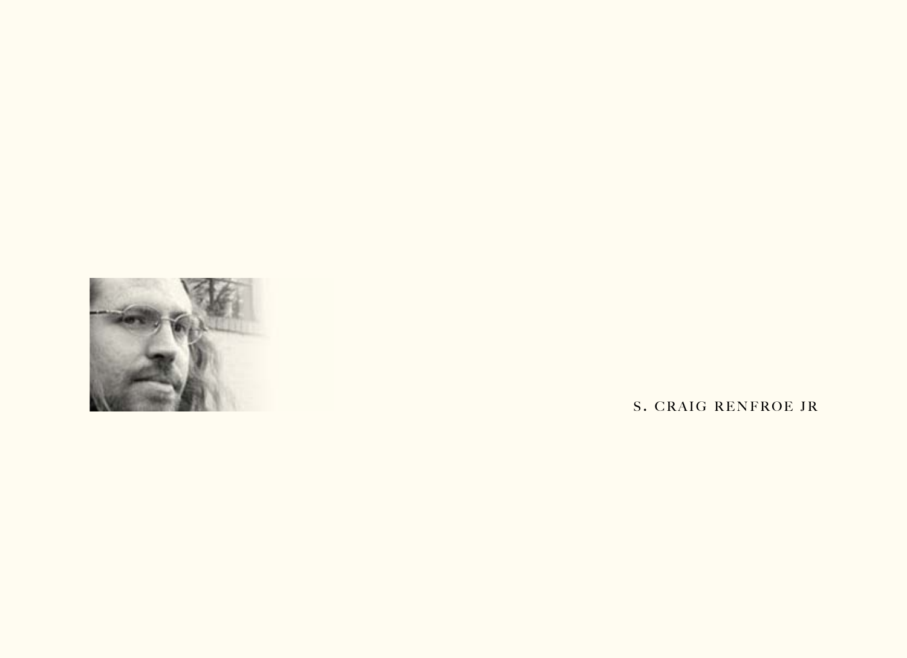S. CRAIG RENFROE JR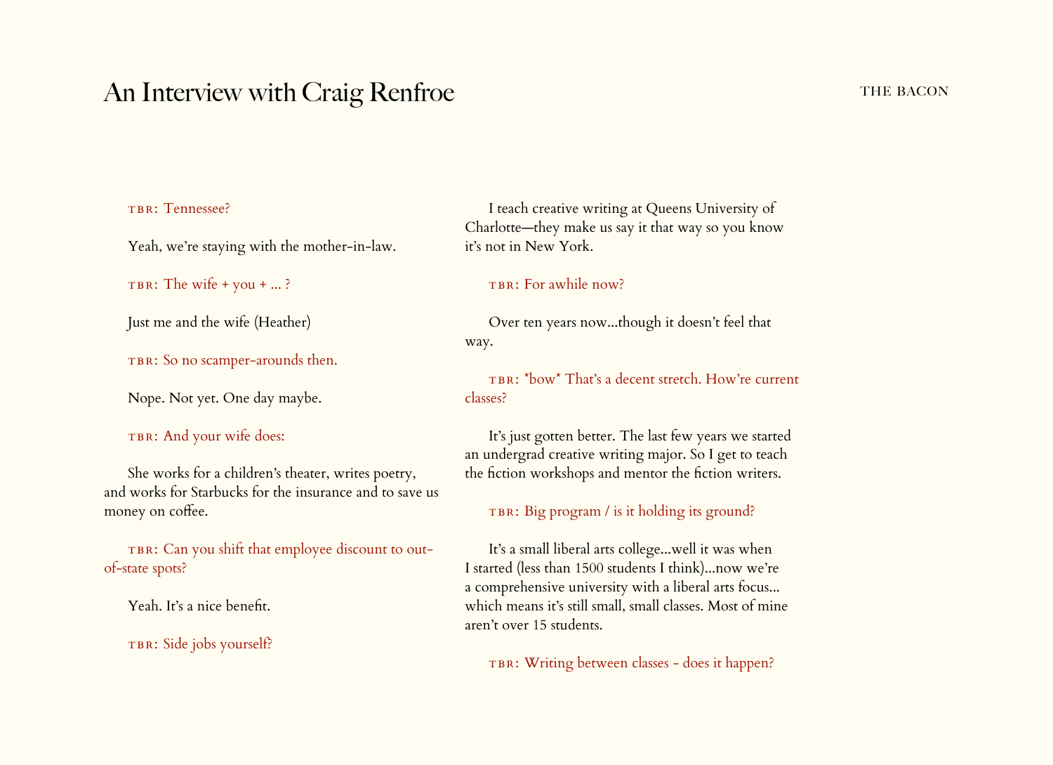TBR: Tennessee?

Yeah, we're staying with the mother-in-law.

TBR: The wife + you + ... ?

Just me and the wife (Heather)

TBR: So no scamper-arounds then.

Nope. Not yet. One day maybe.

TBR: And your wife does:

She works for a children's theater, writes poetry, and works for Starbucks for the insurance and to save us money on coffee.

TBR: Can you shift that employee discount to out-of-state spots?

Yeah. It's a nice benefit.

TBR: Side jobs yourself?

I teach creative writing at Queens University of Charlotte—they make us say it that way so you know it's not in New York.

TBR: For awhile now?

Over ten years now...though it doesn't feel that way.

TBR: *bow* That's a decent stretch. How're current classes?

It's just gotten better. The last few years we started an undergrad creative writing major. So I get to teach the fiction workshops and mentor the fiction writers.

TBR: Big program / is it holding its ground?

It's a small liberal arts college...well it was when I started (less than 1500 students I think)...now we're a comprehensive university with a liberal arts focus... which means it's still small, small classes. Most of mine aren't over 15 students.

TBR: Writing between classes - does it happen?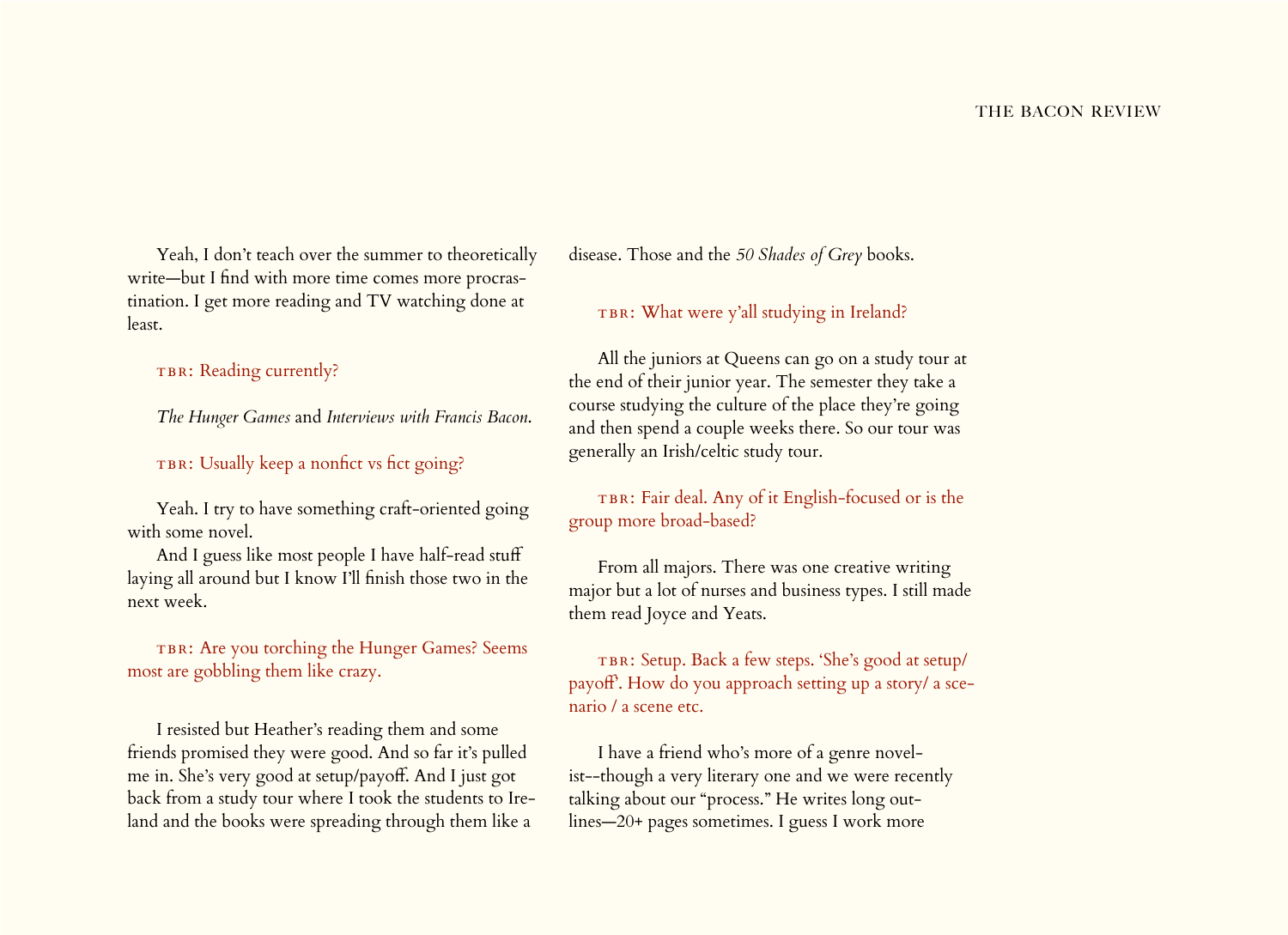Yeah, I don't teach over the summer to theoretically write—but I find with more time comes more procrastination. I get more reading and TV watching done at least.

TBR: Reading currently?

*The Hunger Games* and *Interviews with Francis Bacon*.

TBR: Usually keep a nonfict vs fict going?

Yeah. I try to have something craft-oriented going with some novel.

And I guess like most people I have half-read stuff laying all around but I know I'll finish those two in the next week.

TBR: Are you torching the Hunger Games? Seems most are gobbling them like crazy.

I resisted but Heather's reading them and some friends promised they were good. And so far it's pulled me in. She's very good at setup/payoff. And I just got back from a study tour where I took the students to Ireland and the books were spreading through them like a disease. Those and the *50 Shades of Grey* books.

TBR: What were y'all studying in Ireland?

All the juniors at Queens can go on a study tour at the end of their junior year. The semester they take a course studying the culture of the place they're going and then spend a couple weeks there. So our tour was generally an Irish/celtic study tour.

TBR: Fair deal. Any of it English-focused or is the group more broad-based?

From all majors. There was one creative writing major but a lot of nurses and business types. I still made them read Joyce and Yeats.

TBR: Setup. Back a few steps. 'She's good at setup/payoff'. How do you approach setting up a story/ a scenario / a scene etc.

I have a friend who's more of a genre novelist--though a very literary one and we were recently talking about our "process." He writes long outlines—20+ pages sometimes. I guess I work more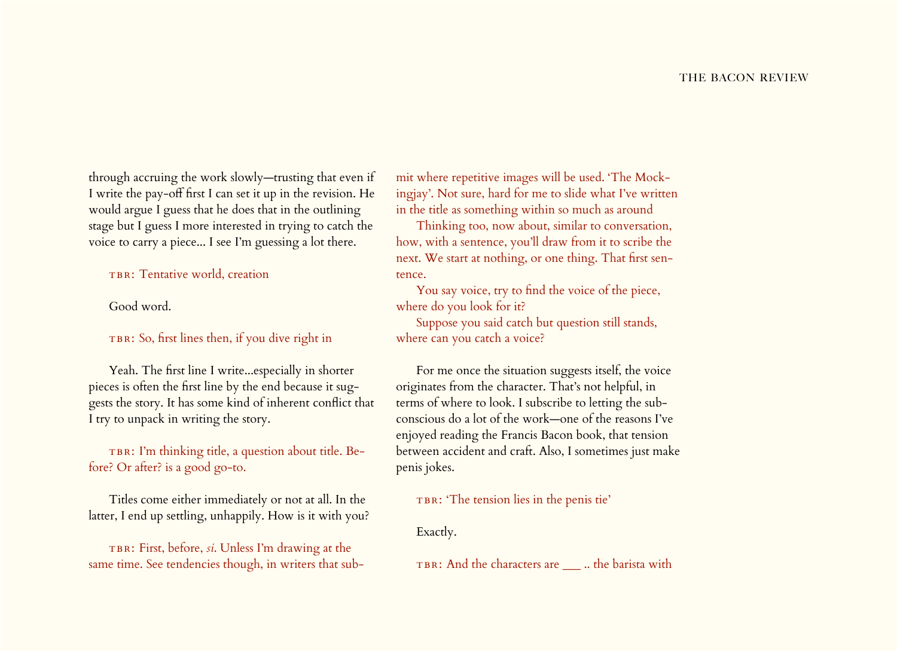through accruing the work slowly—trusting that even if I write the pay-off first I can set it up in the revision. He would argue I guess that he does that in the outlining stage but I guess I more interested in trying to catch the voice to carry a piece... I see I'm guessing a lot there.

TBR: Tentative world, creation

Good word.

TBR: So, first lines then, if you dive right in

Yeah. The first line I write...especially in shorter pieces is often the first line by the end because it suggests the story. It has some kind of inherent conflict that I try to unpack in writing the story.

TBR: I'm thinking title, a question about title. Before? Or after? is a good go-to.

Titles come either immediately or not at all. In the latter, I end up settling, unhappily. How is it with you?

TBR: First, before, *si*. Unless I'm drawing at the same time. See tendencies though, in writers that submit where repetitive images will be used. 'The Mockingjay'. Not sure, hard for me to slide what I've written in the title as something within so much as around

Thinking too, now about, similar to conversation, how, with a sentence, you'll draw from it to scribe the next. We start at nothing, or one thing. That first sentence.

You say voice, try to find the voice of the piece, where do you look for it?

Suppose you said catch but question still stands, where can you catch a voice?

For me once the situation suggests itself, the voice originates from the character. That's not helpful, in terms of where to look. I subscribe to letting the subconscious do a lot of the work—one of the reasons I've enjoyed reading the Francis Bacon book, that tension between accident and craft. Also, I sometimes just make penis jokes.

TBR: 'The tension lies in the penis tie'

Exactly.

TBR: And the characters are ___ .. the barista with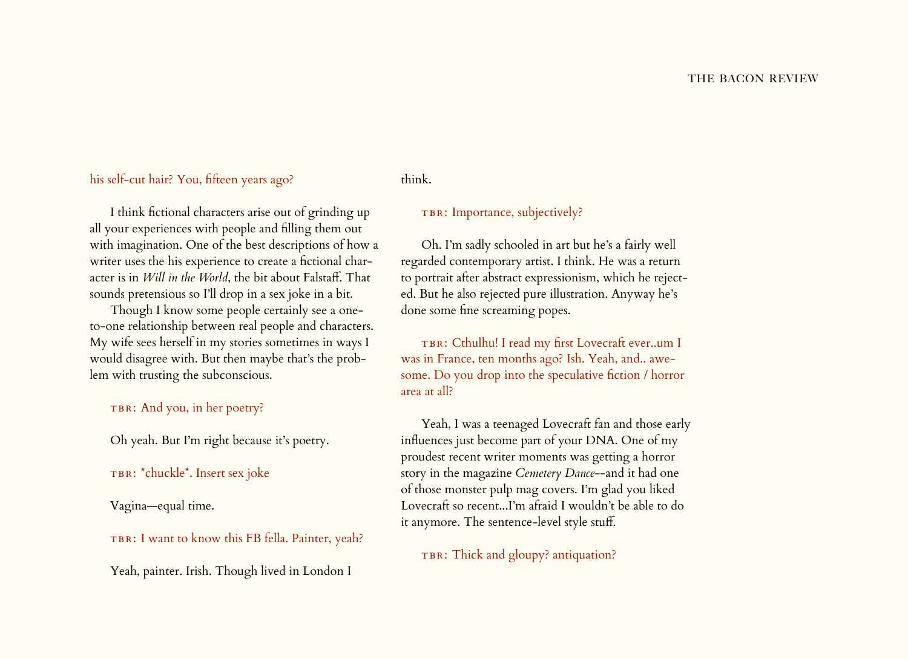his self-cut hair? You, fifteen years ago?

I think fictional characters arise out of grinding up all your experiences with people and filling them out with imagination. One of the best descriptions of how a writer uses the his experience to create a fictional character is in *Will in the World*, the bit about Falstaff. That sounds pretensious so I'll drop in a sex joke in a bit.

Though I know some people certainly see a one-to-one relationship between real people and characters. My wife sees herself in my stories sometimes in ways I would disagree with. But then maybe that's the problem with trusting the subconscious.

TBR: And you, in her poetry?

Oh yeah. But I'm right because it's poetry.

TBR: *chuckle*. Insert sex joke

Vagina—equal time.

TBR: I want to know this FB fella. Painter, yeah?

Yeah, painter. Irish. Though lived in London I think.

TBR: Importance, subjectively?

Oh. I'm sadly schooled in art but he's a fairly well regarded contemporary artist. I think. He was a return to portrait after abstract expressionism, which he rejected. But he also rejected pure illustration. Anyway he's done some fine screaming popes.

TBR: Cthulhu! I read my first Lovecraft ever..um I was in France, ten months ago? Ish. Yeah, and.. awesome. Do you drop into the speculative fiction / horror area at all?

Yeah, I was a teenaged Lovecraft fan and those early influences just become part of your DNA. One of my proudest recent writer moments was getting a horror story in the magazine *Cemetery Dance*--and it had one of those monster pulp mag covers. I'm glad you liked Lovecraft so recent...I'm afraid I wouldn't be able to do it anymore. The sentence-level style stuff.

TBR: Thick and gloupy? antiquation?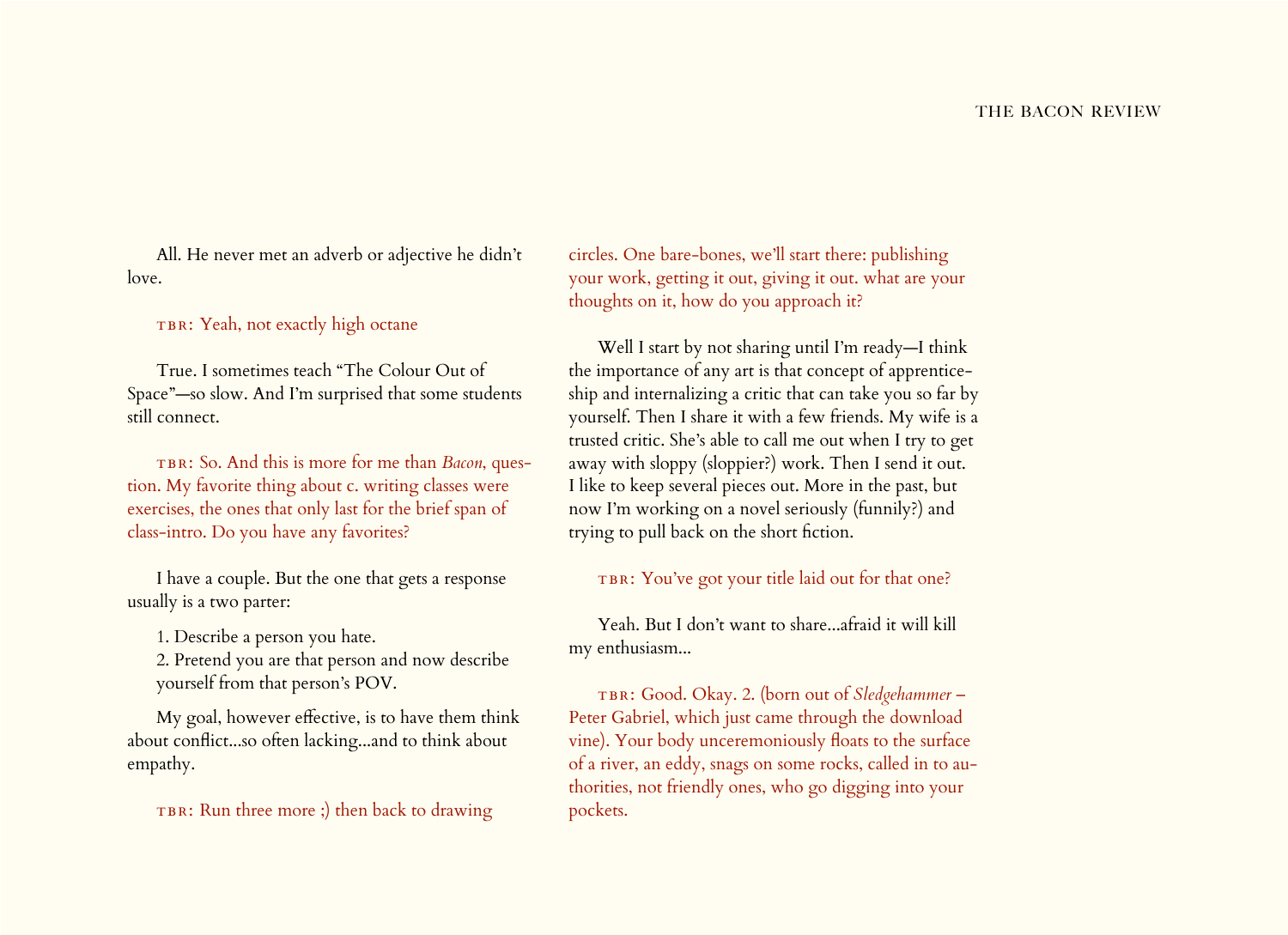All. He never met an adverb or adjective he didn't love.

TBR: Yeah, not exactly high octane

True. I sometimes teach "The Colour Out of Space"—so slow. And I'm surprised that some students still connect.

TBR: So. And this is more for me than *Bacon*, question. My favorite thing about c. writing classes were exercises, the ones that only last for the brief span of class-intro. Do you have any favorites?

I have a couple. But the one that gets a response usually is a two parter:

1. Describe a person you hate.
2. Pretend you are that person and now describe yourself from that person's POV.

My goal, however effective, is to have them think about conflict...so often lacking...and to think about empathy.

TBR: Run three more ;) then back to drawing circles. One bare-bones, we'll start there: publishing your work, getting it out, giving it out. what are your thoughts on it, how do you approach it?

Well I start by not sharing until I'm ready—I think the importance of any art is that concept of apprenticeship and internalizing a critic that can take you so far by yourself. Then I share it with a few friends. My wife is a trusted critic. She's able to call me out when I try to get away with sloppy (sloppier?) work. Then I send it out. I like to keep several pieces out. More in the past, but now I'm working on a novel seriously (funnily?) and trying to pull back on the short fiction.

TBR: You've got your title laid out for that one?

Yeah. But I don't want to share...afraid it will kill my enthusiasm...

TBR: Good. Okay. 2. (born out of *Sledgehammer* – Peter Gabriel, which just came through the download vine). Your body unceremoniously floats to the surface of a river, an eddy, snags on some rocks, called in to authorities, not friendly ones, who go digging into your pockets.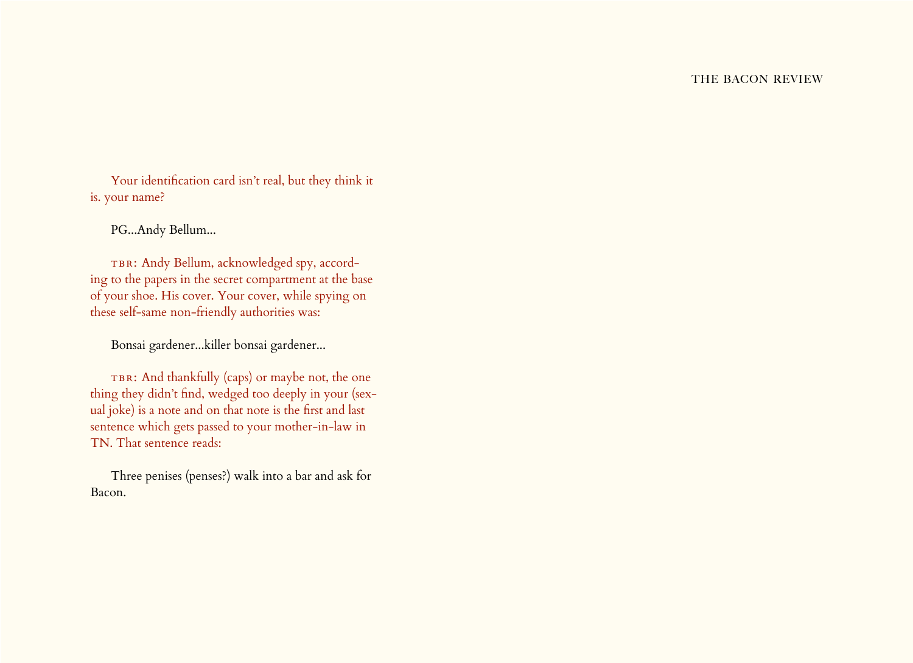Your identification card isn't real, but they think it is. your name?

PG...Andy Bellum...

TBR: Andy Bellum, acknowledged spy, according to the papers in the secret compartment at the base of your shoe. His cover. Your cover, while spying on these self-same non-friendly authorities was:

Bonsai gardener...killer bonsai gardener...

TBR: And thankfully (caps) or maybe not, the one thing they didn't find, wedged too deeply in your (sexual joke) is a note and on that note is the first and last sentence which gets passed to your mother-in-law in TN. That sentence reads:

Three penises (penses?) walk into a bar and ask for Bacon.